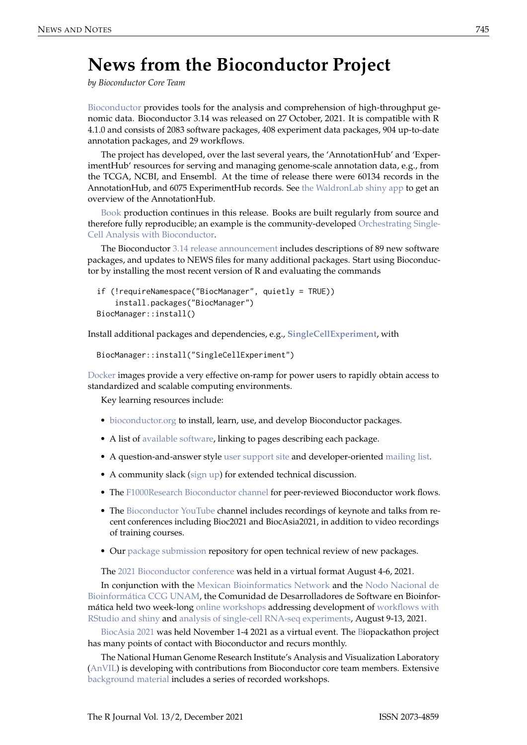# News from the Bioconductor Project

*by Bioconductor Core Team*

Bioconductor provides tools for the analysis and comprehension of high-throughput genomic data. Bioconductor 3.14 was released on 27 October, 2021. It is compatible with R 4.1.0 and consists of 2083 software packages, 408 experiment data packages, 904 up-to-date annotation packages, and 29 workflows.

The project has developed, over the last several years, the 'AnnotationHub' and 'ExperimentHub' resources for serving and managing genome-scale annotation data, e.g., from the TCGA, NCBI, and Ensembl. At the time of release there were 60134 records in the AnnotationHub, and 6075 ExperimentHub records. See the WaldronLab shiny app to get an overview of the AnnotationHub.

Book production continues in this release. Books are built regularly from source and therefore fully reproducible; an example is the community-developed Orchestrating Single-Cell Analysis with Bioconductor.

The Bioconductor 3.14 release announcement includes descriptions of 89 new software packages, and updates to NEWS files for many additional packages. Start using Bioconductor by installing the most recent version of R and evaluating the commands

```
if (!requireNamespace("BiocManager", quietly = TRUE))
    install.packages("BiocManager")
BiocManager::install()
```

Install additional packages and dependencies, e.g., **SingleCellExperiment**, with

```
BiocManager::install("SingleCellExperiment")
```

Docker images provide a very effective on-ramp for power users to rapidly obtain access to standardized and scalable computing environments.

Key learning resources include:

- bioconductor.org to install, learn, use, and develop Bioconductor packages.
- A list of available software, linking to pages describing each package.
- A question-and-answer style user support site and developer-oriented mailing list.
- A community slack (sign up) for extended technical discussion.
- The F1000Research Bioconductor channel for peer-reviewed Bioconductor work flows.
- The Bioconductor YouTube channel includes recordings of keynote and talks from recent conferences including Bioc2021 and BiocAsia2021, in addition to video recordings of training courses.
- Our package submission repository for open technical review of new packages.

The 2021 Bioconductor conference was held in a virtual format August 4-6, 2021.

In conjunction with the Mexican Bioinformatics Network and the Nodo Nacional de Bioinformática CCG UNAM, the Comunidad de Desarrolladores de Software en Bioinformática held two week-long online workshops addressing development of workflows with RStudio and shiny and analysis of single-cell RNA-seq experiments, August 9-13, 2021.

BiocAsia 2021 was held November 1-4 2021 as a virtual event. The Biopackathon project has many points of contact with Bioconductor and recurs monthly.

The National Human Genome Research Institute's Analysis and Visualization Laboratory (AnVIL) is developing with contributions from Bioconductor core team members. Extensive background material includes a series of recorded workshops.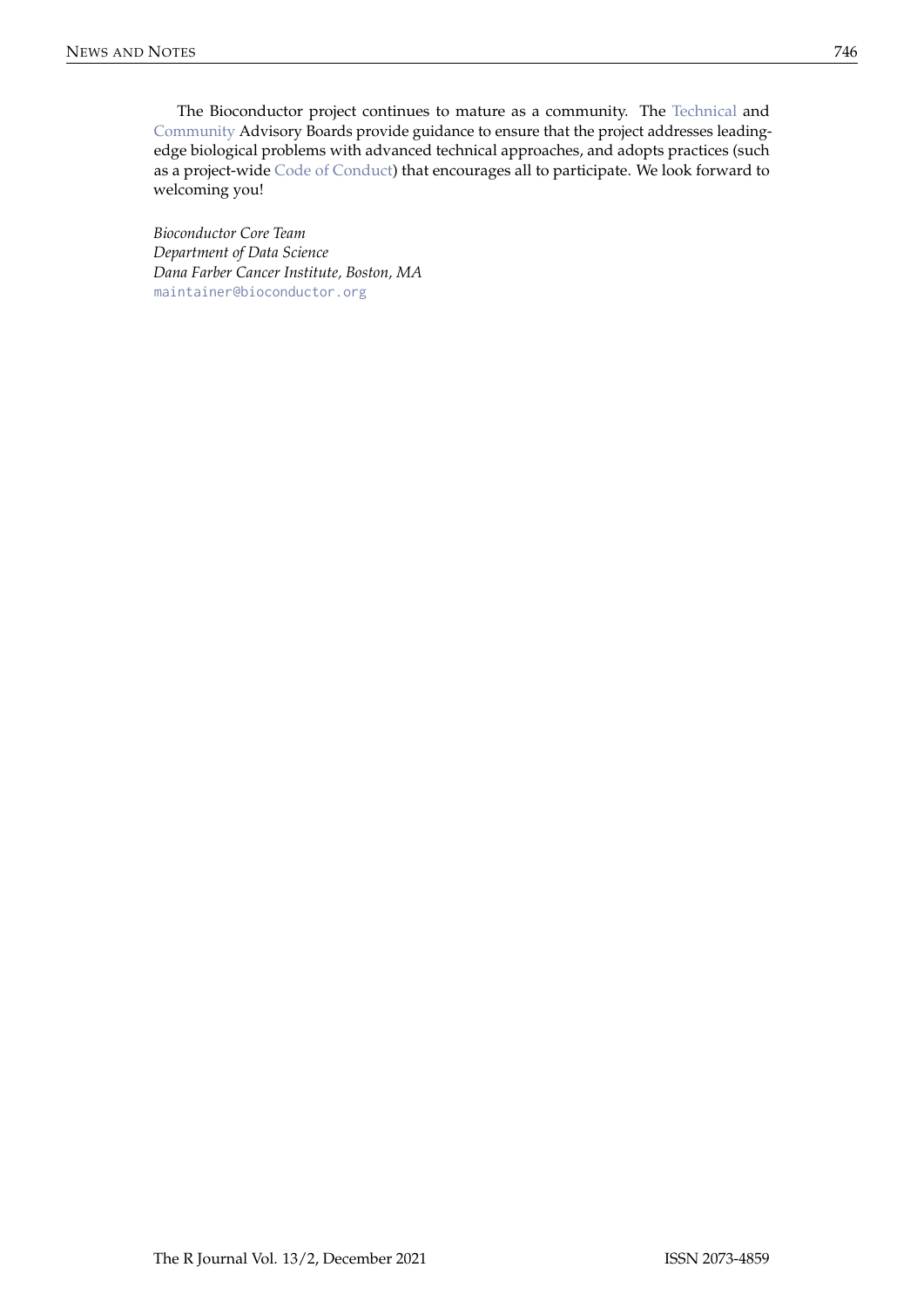The Bioconductor project continues to mature as a community. The Technical and Community Advisory Boards provide guidance to ensure that the project addresses leading-edge biological problems with advanced technical approaches, and adopts practices (such as a project-wide Code of Conduct) that encourages all to participate. We look forward to welcoming you!

*Bioconductor Core Team*
*Department of Data Science*
*Dana Farber Cancer Institute, Boston, MA*
maintainer@bioconductor.org